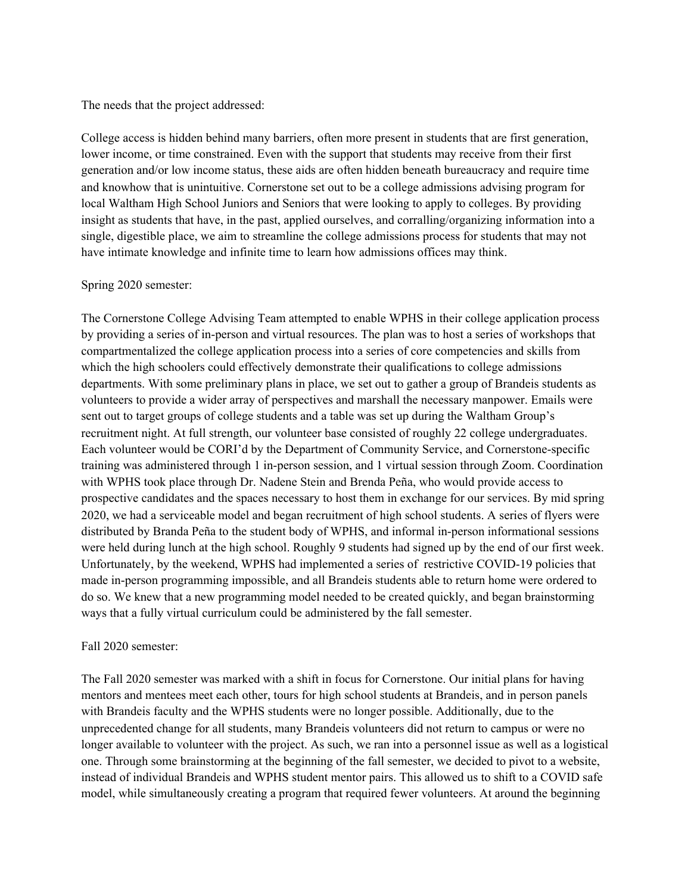The needs that the project addressed:

College access is hidden behind many barriers, often more present in students that are first generation, lower income, or time constrained. Even with the support that students may receive from their first generation and/or low income status, these aids are often hidden beneath bureaucracy and require time and knowhow that is unintuitive. Cornerstone set out to be a college admissions advising program for local Waltham High School Juniors and Seniors that were looking to apply to colleges. By providing insight as students that have, in the past, applied ourselves, and corralling/organizing information into a single, digestible place, we aim to streamline the college admissions process for students that may not have intimate knowledge and infinite time to learn how admissions offices may think.

Spring 2020 semester:

The Cornerstone College Advising Team attempted to enable WPHS in their college application process by providing a series of in-person and virtual resources. The plan was to host a series of workshops that compartmentalized the college application process into a series of core competencies and skills from which the high schoolers could effectively demonstrate their qualifications to college admissions departments. With some preliminary plans in place, we set out to gather a group of Brandeis students as volunteers to provide a wider array of perspectives and marshall the necessary manpower. Emails were sent out to target groups of college students and a table was set up during the Waltham Group's recruitment night. At full strength, our volunteer base consisted of roughly 22 college undergraduates. Each volunteer would be CORI'd by the Department of Community Service, and Cornerstone-specific training was administered through 1 in-person session, and 1 virtual session through Zoom. Coordination with WPHS took place through Dr. Nadene Stein and Brenda Peña, who would provide access to prospective candidates and the spaces necessary to host them in exchange for our services. By mid spring 2020, we had a serviceable model and began recruitment of high school students. A series of flyers were distributed by Branda Peña to the student body of WPHS, and informal in-person informational sessions were held during lunch at the high school. Roughly 9 students had signed up by the end of our first week. Unfortunately, by the weekend, WPHS had implemented a series of restrictive COVID-19 policies that made in-person programming impossible, and all Brandeis students able to return home were ordered to do so. We knew that a new programming model needed to be created quickly, and began brainstorming ways that a fully virtual curriculum could be administered by the fall semester.

Fall 2020 semester:

The Fall 2020 semester was marked with a shift in focus for Cornerstone. Our initial plans for having mentors and mentees meet each other, tours for high school students at Brandeis, and in person panels with Brandeis faculty and the WPHS students were no longer possible. Additionally, due to the unprecedented change for all students, many Brandeis volunteers did not return to campus or were no longer available to volunteer with the project. As such, we ran into a personnel issue as well as a logistical one. Through some brainstorming at the beginning of the fall semester, we decided to pivot to a website, instead of individual Brandeis and WPHS student mentor pairs. This allowed us to shift to a COVID safe model, while simultaneously creating a program that required fewer volunteers. At around the beginning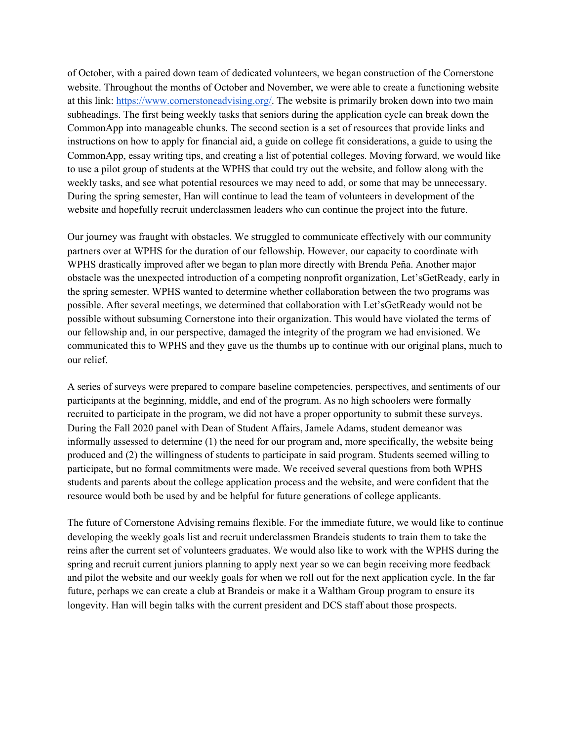of October, with a paired down team of dedicated volunteers, we began construction of the Cornerstone website. Throughout the months of October and November, we were able to create a functioning website at this link: [https://www.cornerstoneadvising.org/](https://www.cornerstoneadvising.org/). The website is primarily broken down into two main subheadings. The first being weekly tasks that seniors during the application cycle can break down the CommonApp into manageable chunks. The second section is a set of resources that provide links and instructions on how to apply for financial aid, a guide on college fit considerations, a guide to using the CommonApp, essay writing tips, and creating a list of potential colleges. Moving forward, we would like to use a pilot group of students at the WPHS that could try out the website, and follow along with the weekly tasks, and see what potential resources we may need to add, or some that may be unnecessary. During the spring semester, Han will continue to lead the team of volunteers in development of the website and hopefully recruit underclassmen leaders who can continue the project into the future.

Our journey was fraught with obstacles. We struggled to communicate effectively with our community partners over at WPHS for the duration of our fellowship. However, our capacity to coordinate with WPHS drastically improved after we began to plan more directly with Brenda Peña. Another major obstacle was the unexpected introduction of a competing nonprofit organization, Let'sGetReady, early in the spring semester. WPHS wanted to determine whether collaboration between the two programs was possible. After several meetings, we determined that collaboration with Let'sGetReady would not be possible without subsuming Cornerstone into their organization. This would have violated the terms of our fellowship and, in our perspective, damaged the integrity of the program we had envisioned. We communicated this to WPHS and they gave us the thumbs up to continue with our original plans, much to our relief.

A series of surveys were prepared to compare baseline competencies, perspectives, and sentiments of our participants at the beginning, middle, and end of the program. As no high schoolers were formally recruited to participate in the program, we did not have a proper opportunity to submit these surveys. During the Fall 2020 panel with Dean of Student Affairs, Jamele Adams, student demeanor was informally assessed to determine (1) the need for our program and, more specifically, the website being produced and (2) the willingness of students to participate in said program. Students seemed willing to participate, but no formal commitments were made. We received several questions from both WPHS students and parents about the college application process and the website, and were confident that the resource would both be used by and be helpful for future generations of college applicants.

The future of Cornerstone Advising remains flexible. For the immediate future, we would like to continue developing the weekly goals list and recruit underclassmen Brandeis students to train them to take the reins after the current set of volunteers graduates. We would also like to work with the WPHS during the spring and recruit current juniors planning to apply next year so we can begin receiving more feedback and pilot the website and our weekly goals for when we roll out for the next application cycle. In the far future, perhaps we can create a club at Brandeis or make it a Waltham Group program to ensure its longevity. Han will begin talks with the current president and DCS staff about those prospects.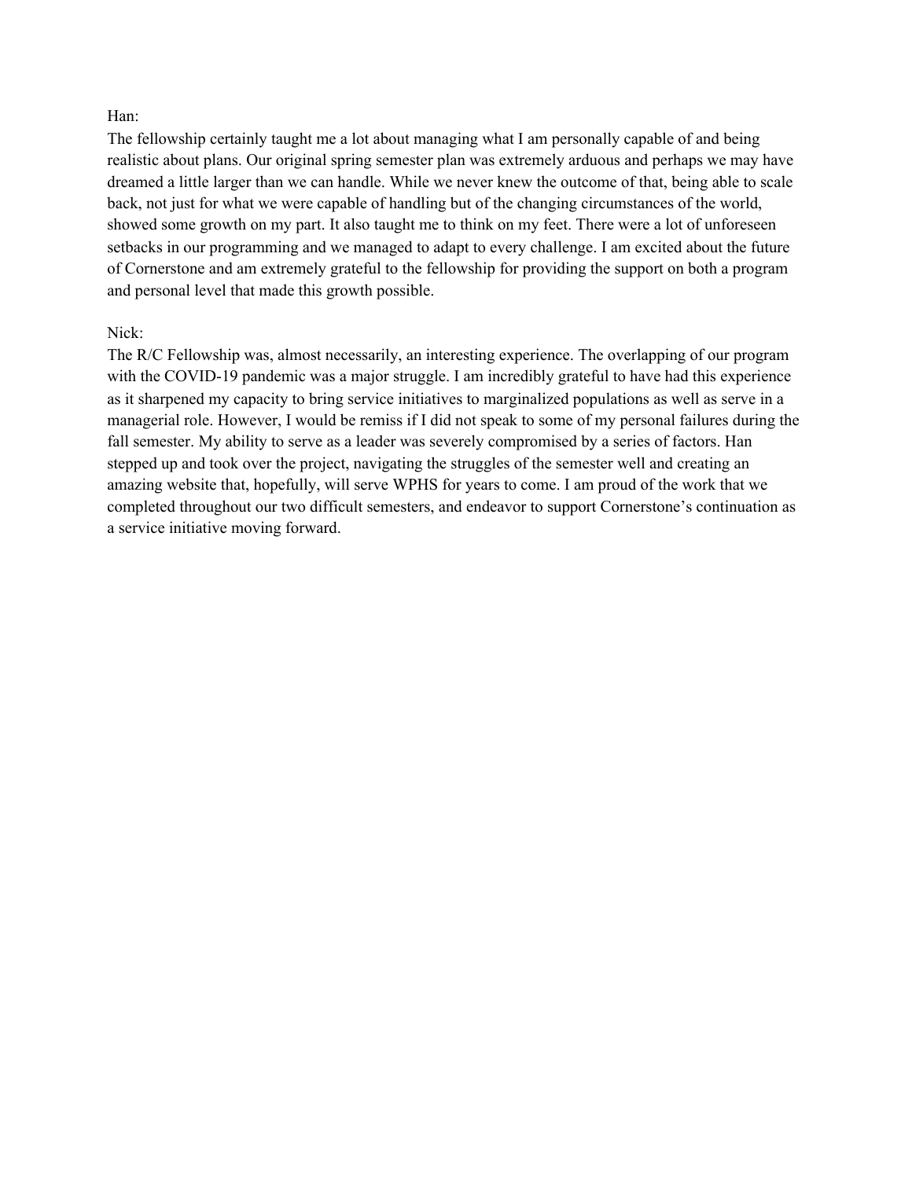Han:

The fellowship certainly taught me a lot about managing what I am personally capable of and being realistic about plans. Our original spring semester plan was extremely arduous and perhaps we may have dreamed a little larger than we can handle. While we never knew the outcome of that, being able to scale back, not just for what we were capable of handling but of the changing circumstances of the world, showed some growth on my part. It also taught me to think on my feet. There were a lot of unforeseen setbacks in our programming and we managed to adapt to every challenge. I am excited about the future of Cornerstone and am extremely grateful to the fellowship for providing the support on both a program and personal level that made this growth possible.

Nick:

The R/C Fellowship was, almost necessarily, an interesting experience. The overlapping of our program with the COVID-19 pandemic was a major struggle. I am incredibly grateful to have had this experience as it sharpened my capacity to bring service initiatives to marginalized populations as well as serve in a managerial role. However, I would be remiss if I did not speak to some of my personal failures during the fall semester. My ability to serve as a leader was severely compromised by a series of factors. Han stepped up and took over the project, navigating the struggles of the semester well and creating an amazing website that, hopefully, will serve WPHS for years to come. I am proud of the work that we completed throughout our two difficult semesters, and endeavor to support Cornerstone's continuation as a service initiative moving forward.